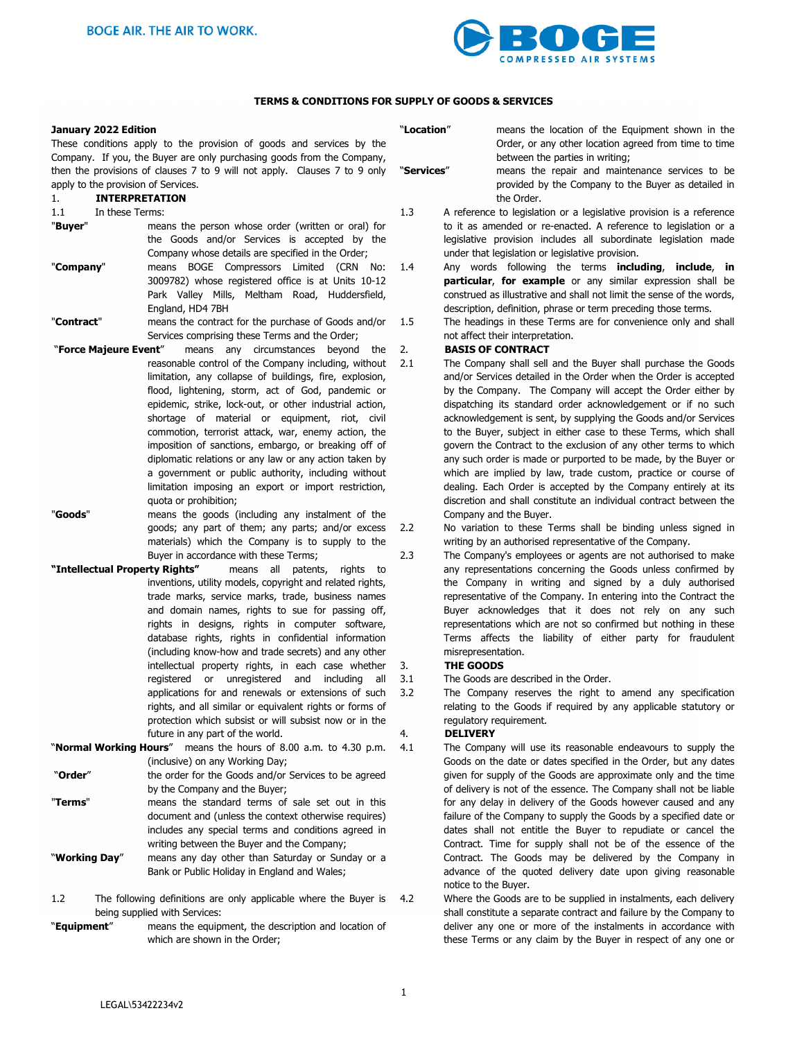BOGE AIR. THE AIR TO WORK.

**TERMS & CONDITIONS FOR SUPPLY OF GOODS & SERVICES**

**January 2022 Edition**

These conditions apply to the provision of goods and services by the Company. If you, the Buyer are only purchasing goods from the Company, then the provisions of clauses 7 to 9 will not apply. Clauses 7 to 9 only apply to the provision of Services.

1. **INTERPRETATION**

1.1 In these Terms:

"**Buyer**" means the person whose order (written or oral) for the Goods and/or Services is accepted by the Company whose details are specified in the Order;

"**Company**" means BOGE Compressors Limited (CRN No: 3009782) whose registered office is at Units 10-12 Park Valley Mills, Meltham Road, Huddersfield, England, HD4 7BH

"**Contract**" means the contract for the purchase of Goods and/or Services comprising these Terms and the Order;

"**Force Majeure Event**" means any circumstances beyond the reasonable control of the Company including, without limitation, any collapse of buildings, fire, explosion, flood, lightening, storm, act of God, pandemic or epidemic, strike, lock-out, or other industrial action, shortage of material or equipment, riot, civil commotion, terrorist attack, war, enemy action, the imposition of sanctions, embargo, or breaking off of diplomatic relations or any law or any action taken by a government or public authority, including without limitation imposing an export or import restriction, quota or prohibition;

"**Goods**" means the goods (including any instalment of the goods; any part of them; any parts; and/or excess materials) which the Company is to supply to the Buyer in accordance with these Terms;

"**Intellectual Property Rights**" means all patents, rights to inventions, utility models, copyright and related rights, trade marks, service marks, trade, business names and domain names, rights to sue for passing off, rights in designs, rights in computer software, database rights, rights in confidential information (including know-how and trade secrets) and any other intellectual property rights, in each case whether registered or unregistered and including all applications for and renewals or extensions of such rights, and all similar or equivalent rights or forms of protection which subsist or will subsist now or in the future in any part of the world.

"**Normal Working Hours**" means the hours of 8.00 a.m. to 4.30 p.m. (inclusive) on any Working Day;

"**Order**" the order for the Goods and/or Services to be agreed by the Company and the Buyer;

"**Terms**" means the standard terms of sale set out in this document and (unless the context otherwise requires) includes any special terms and conditions agreed in writing between the Buyer and the Company;

"**Working Day**" means any day other than Saturday or Sunday or a Bank or Public Holiday in England and Wales;

1.2 The following definitions are only applicable where the Buyer is being supplied with Services:

"**Equipment**" means the equipment, the description and location of which are shown in the Order;

"**Location**" means the location of the Equipment shown in the Order, or any other location agreed from time to time between the parties in writing;

"**Services**" means the repair and maintenance services to be provided by the Company to the Buyer as detailed in the Order.

1.3 A reference to legislation or a legislative provision is a reference to it as amended or re-enacted. A reference to legislation or a legislative provision includes all subordinate legislation made under that legislation or legislative provision.

1.4 Any words following the terms **including**, **include**, **in particular**, **for example** or any similar expression shall be construed as illustrative and shall not limit the sense of the words, description, definition, phrase or term preceding those terms.

1.5 The headings in these Terms are for convenience only and shall not affect their interpretation.

2. **BASIS OF CONTRACT**

2.1 The Company shall sell and the Buyer shall purchase the Goods and/or Services detailed in the Order when the Order is accepted by the Company. The Company will accept the Order either by dispatching its standard order acknowledgement or if no such acknowledgement is sent, by supplying the Goods and/or Services to the Buyer, subject in either case to these Terms, which shall govern the Contract to the exclusion of any other terms to which any such order is made or purported to be made, by the Buyer or which are implied by law, trade custom, practice or course of dealing. Each Order is accepted by the Company entirely at its discretion and shall constitute an individual contract between the Company and the Buyer.

2.2 No variation to these Terms shall be binding unless signed in writing by an authorised representative of the Company.

2.3 The Company's employees or agents are not authorised to make any representations concerning the Goods unless confirmed by the Company in writing and signed by a duly authorised representative of the Company. In entering into the Contract the Buyer acknowledges that it does not rely on any such representations which are not so confirmed but nothing in these Terms affects the liability of either party for fraudulent misrepresentation.

3. **THE GOODS**

3.1 The Goods are described in the Order.

3.2 The Company reserves the right to amend any specification relating to the Goods if required by any applicable statutory or regulatory requirement.

4. **DELIVERY**

4.1 The Company will use its reasonable endeavours to supply the Goods on the date or dates specified in the Order, but any dates given for supply of the Goods are approximate only and the time of delivery is not of the essence. The Company shall not be liable for any delay in delivery of the Goods however caused and any failure of the Company to supply the Goods by a specified date or dates shall not entitle the Buyer to repudiate or cancel the Contract. Time for supply shall not be of the essence of the Contract. The Goods may be delivered by the Company in advance of the quoted delivery date upon giving reasonable notice to the Buyer.

4.2 Where the Goods are to be supplied in instalments, each delivery shall constitute a separate contract and failure by the Company to deliver any one or more of the instalments in accordance with these Terms or any claim by the Buyer in respect of any one or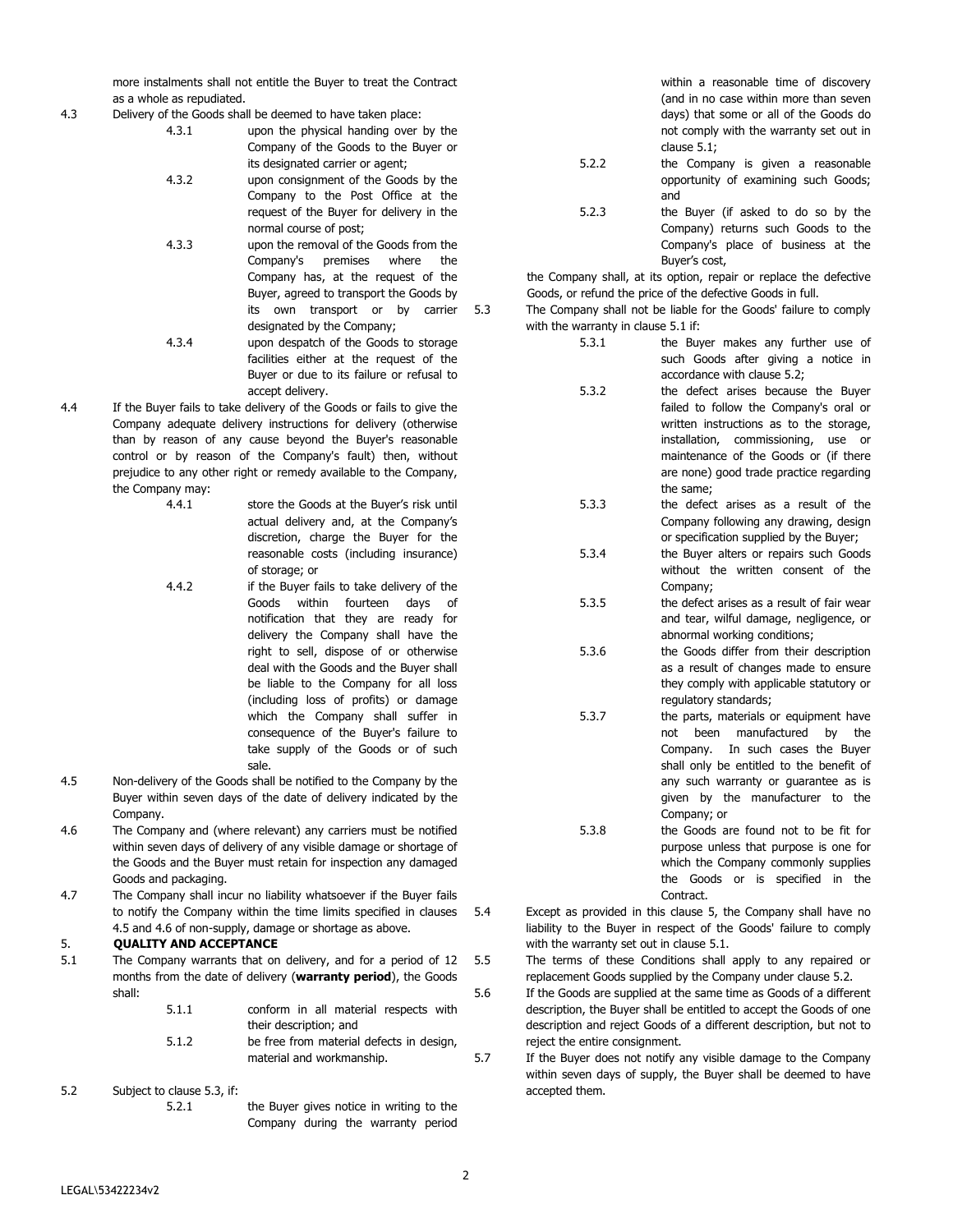more instalments shall not entitle the Buyer to treat the Contract as a whole as repudiated.

4.3 Delivery of the Goods shall be deemed to have taken place:

4.3.1 upon the physical handing over by the Company of the Goods to the Buyer or its designated carrier or agent;

4.3.2 upon consignment of the Goods by the Company to the Post Office at the request of the Buyer for delivery in the normal course of post;

4.3.3 upon the removal of the Goods from the Company's premises where the Company has, at the request of the Buyer, agreed to transport the Goods by its own transport or by carrier designated by the Company;

4.3.4 upon despatch of the Goods to storage facilities either at the request of the Buyer or due to its failure or refusal to accept delivery.

4.4 If the Buyer fails to take delivery of the Goods or fails to give the Company adequate delivery instructions for delivery (otherwise than by reason of any cause beyond the Buyer's reasonable control or by reason of the Company's fault) then, without prejudice to any other right or remedy available to the Company, the Company may:

4.4.1 store the Goods at the Buyer's risk until actual delivery and, at the Company's discretion, charge the Buyer for the reasonable costs (including insurance) of storage; or

4.4.2 if the Buyer fails to take delivery of the Goods within fourteen days of notification that they are ready for delivery the Company shall have the right to sell, dispose of or otherwise deal with the Goods and the Buyer shall be liable to the Company for all loss (including loss of profits) or damage which the Company shall suffer in consequence of the Buyer's failure to take supply of the Goods or of such sale.

4.5 Non-delivery of the Goods shall be notified to the Company by the Buyer within seven days of the date of delivery indicated by the Company.

4.6 The Company and (where relevant) any carriers must be notified within seven days of delivery of any visible damage or shortage of the Goods and the Buyer must retain for inspection any damaged Goods and packaging.

4.7 The Company shall incur no liability whatsoever if the Buyer fails to notify the Company within the time limits specified in clauses 4.5 and 4.6 of non-supply, damage or shortage as above.

## 5. QUALITY AND ACCEPTANCE

5.1 The Company warrants that on delivery, and for a period of 12 months from the date of delivery (**warranty period**), the Goods shall:

5.1.1 conform in all material respects with their description; and

5.1.2 be free from material defects in design, material and workmanship.

5.2 Subject to clause 5.3, if:

5.2.1 the Buyer gives notice in writing to the Company during the warranty period within a reasonable time of discovery (and in no case within more than seven days) that some or all of the Goods do not comply with the warranty set out in clause 5.1;

5.2.2 the Company is given a reasonable opportunity of examining such Goods; and

5.2.3 the Buyer (if asked to do so by the Company) returns such Goods to the Company's place of business at the Buyer's cost,

the Company shall, at its option, repair or replace the defective Goods, or refund the price of the defective Goods in full.

5.3 The Company shall not be liable for the Goods' failure to comply with the warranty in clause 5.1 if:

5.3.1 the Buyer makes any further use of such Goods after giving a notice in accordance with clause 5.2;

5.3.2 the defect arises because the Buyer failed to follow the Company's oral or written instructions as to the storage, installation, commissioning, use or maintenance of the Goods or (if there are none) good trade practice regarding the same;

5.3.3 the defect arises as a result of the Company following any drawing, design or specification supplied by the Buyer;

5.3.4 the Buyer alters or repairs such Goods without the written consent of the Company;

5.3.5 the defect arises as a result of fair wear and tear, wilful damage, negligence, or abnormal working conditions;

5.3.6 the Goods differ from their description as a result of changes made to ensure they comply with applicable statutory or regulatory standards;

5.3.7 the parts, materials or equipment have not been manufactured by the Company. In such cases the Buyer shall only be entitled to the benefit of any such warranty or guarantee as is given by the manufacturer to the Company; or

5.3.8 the Goods are found not to be fit for purpose unless that purpose is one for which the Company commonly supplies the Goods or is specified in the Contract.

5.4 Except as provided in this clause 5, the Company shall have no liability to the Buyer in respect of the Goods' failure to comply with the warranty set out in clause 5.1.

5.5 The terms of these Conditions shall apply to any repaired or replacement Goods supplied by the Company under clause 5.2.

5.6 If the Goods are supplied at the same time as Goods of a different description, the Buyer shall be entitled to accept the Goods of one description and reject Goods of a different description, but not to reject the entire consignment.

5.7 If the Buyer does not notify any visible damage to the Company within seven days of supply, the Buyer shall be deemed to have accepted them.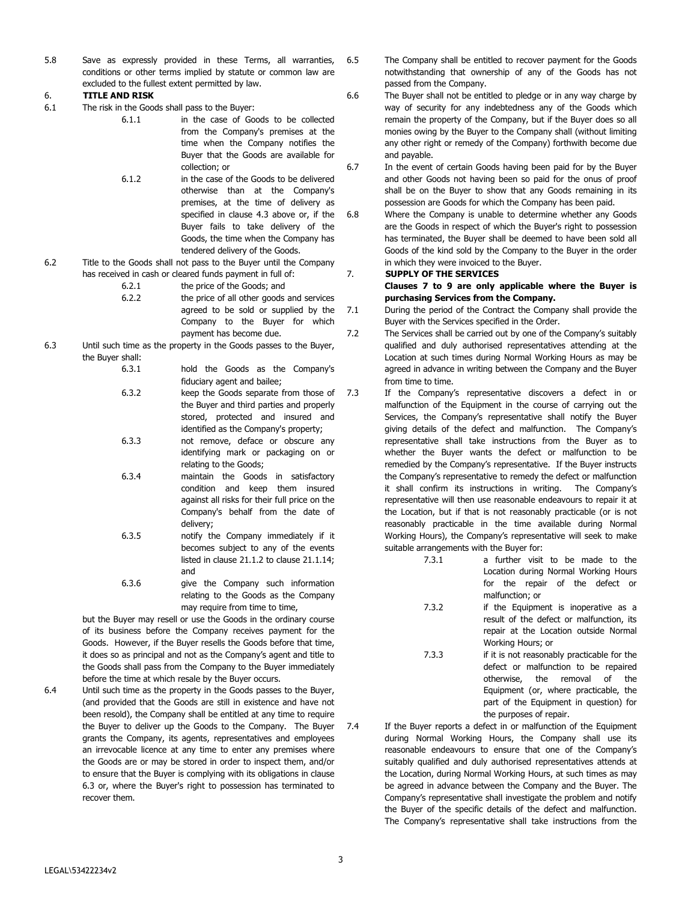5.8 Save as expressly provided in these Terms, all warranties, conditions or other terms implied by statute or common law are excluded to the fullest extent permitted by law.

## 6. TITLE AND RISK

6.1 The risk in the Goods shall pass to the Buyer:

6.1.1 in the case of Goods to be collected from the Company's premises at the time when the Company notifies the Buyer that the Goods are available for collection; or

6.1.2 in the case of the Goods to be delivered otherwise than at the Company's premises, at the time of delivery as specified in clause 4.3 above or, if the Buyer fails to take delivery of the Goods, the time when the Company has tendered delivery of the Goods.

6.2 Title to the Goods shall not pass to the Buyer until the Company has received in cash or cleared funds payment in full of:

6.2.1 the price of the Goods; and

6.2.2 the price of all other goods and services agreed to be sold or supplied by the Company to the Buyer for which payment has become due.

6.3 Until such time as the property in the Goods passes to the Buyer, the Buyer shall:

6.3.1 hold the Goods as the Company's fiduciary agent and bailee;

6.3.2 keep the Goods separate from those of the Buyer and third parties and properly stored, protected and insured and identified as the Company's property;

6.3.3 not remove, deface or obscure any identifying mark or packaging on or relating to the Goods;

6.3.4 maintain the Goods in satisfactory condition and keep them insured against all risks for their full price on the Company's behalf from the date of delivery;

6.3.5 notify the Company immediately if it becomes subject to any of the events listed in clause 21.1.2 to clause 21.1.14; and

6.3.6 give the Company such information relating to the Goods as the Company may require from time to time,

but the Buyer may resell or use the Goods in the ordinary course of its business before the Company receives payment for the Goods. However, if the Buyer resells the Goods before that time, it does so as principal and not as the Company's agent and title to the Goods shall pass from the Company to the Buyer immediately before the time at which resale by the Buyer occurs.

6.4 Until such time as the property in the Goods passes to the Buyer, (and provided that the Goods are still in existence and have not been resold), the Company shall be entitled at any time to require the Buyer to deliver up the Goods to the Company. The Buyer grants the Company, its agents, representatives and employees an irrevocable licence at any time to enter any premises where the Goods are or may be stored in order to inspect them, and/or to ensure that the Buyer is complying with its obligations in clause 6.3 or, where the Buyer's right to possession has terminated to recover them.

6.5 The Company shall be entitled to recover payment for the Goods notwithstanding that ownership of any of the Goods has not passed from the Company.

6.6 The Buyer shall not be entitled to pledge or in any way charge by way of security for any indebtedness any of the Goods which remain the property of the Company, but if the Buyer does so all monies owing by the Buyer to the Company shall (without limiting any other right or remedy of the Company) forthwith become due and payable.

6.7 In the event of certain Goods having been paid for by the Buyer and other Goods not having been so paid for the onus of proof shall be on the Buyer to show that any Goods remaining in its possession are Goods for which the Company has been paid.

6.8 Where the Company is unable to determine whether any Goods are the Goods in respect of which the Buyer's right to possession has terminated, the Buyer shall be deemed to have been sold all Goods of the kind sold by the Company to the Buyer in the order in which they were invoiced to the Buyer.

## 7. SUPPLY OF THE SERVICES

**Clauses 7 to 9 are only applicable where the Buyer is purchasing Services from the Company.**

7.1 During the period of the Contract the Company shall provide the Buyer with the Services specified in the Order.

7.2 The Services shall be carried out by one of the Company's suitably qualified and duly authorised representatives attending at the Location at such times during Normal Working Hours as may be agreed in advance in writing between the Company and the Buyer from time to time.

7.3 If the Company's representative discovers a defect in or malfunction of the Equipment in the course of carrying out the Services, the Company's representative shall notify the Buyer giving details of the defect and malfunction. The Company's representative shall take instructions from the Buyer as to whether the Buyer wants the defect or malfunction to be remedied by the Company's representative. If the Buyer instructs the Company's representative to remedy the defect or malfunction it shall confirm its instructions in writing. The Company's representative will then use reasonable endeavours to repair it at the Location, but if that is not reasonably practicable (or is not reasonably practicable in the time available during Normal Working Hours), the Company's representative will seek to make suitable arrangements with the Buyer for:

7.3.1 a further visit to be made to the Location during Normal Working Hours for the repair of the defect or malfunction; or

7.3.2 if the Equipment is inoperative as a result of the defect or malfunction, its repair at the Location outside Normal Working Hours; or

7.3.3 if it is not reasonably practicable for the defect or malfunction to be repaired otherwise, the removal of the Equipment (or, where practicable, the part of the Equipment in question) for the purposes of repair.

7.4 If the Buyer reports a defect in or malfunction of the Equipment during Normal Working Hours, the Company shall use its reasonable endeavours to ensure that one of the Company's suitably qualified and duly authorised representatives attends at the Location, during Normal Working Hours, at such times as may be agreed in advance between the Company and the Buyer. The Company's representative shall investigate the problem and notify the Buyer of the specific details of the defect and malfunction. The Company's representative shall take instructions from the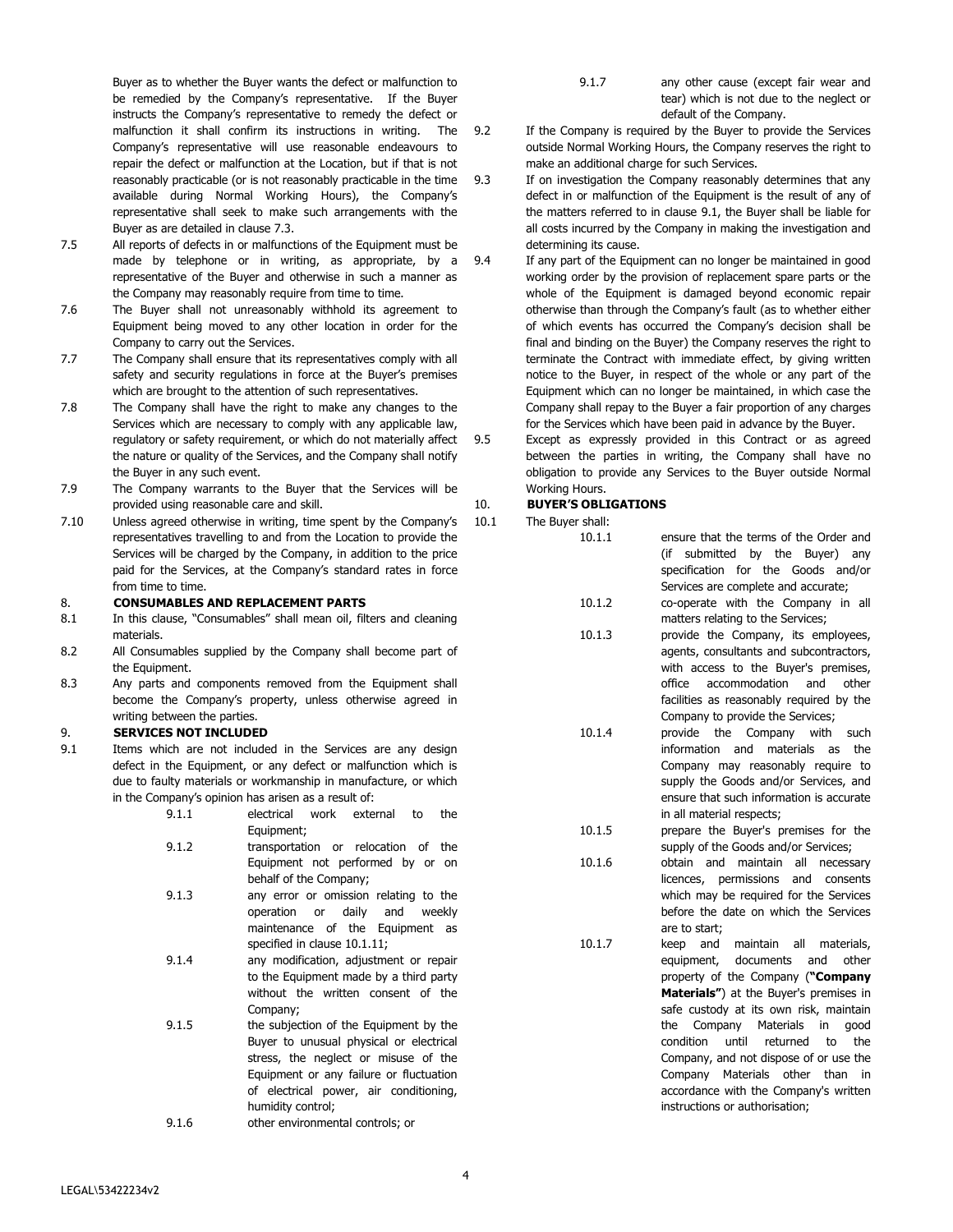Buyer as to whether the Buyer wants the defect or malfunction to be remedied by the Company's representative. If the Buyer instructs the Company's representative to remedy the defect or malfunction it shall confirm its instructions in writing. The Company's representative will use reasonable endeavours to repair the defect or malfunction at the Location, but if that is not reasonably practicable (or is not reasonably practicable in the time available during Normal Working Hours), the Company's representative shall seek to make such arrangements with the Buyer as are detailed in clause 7.3.

7.5 All reports of defects in or malfunctions of the Equipment must be made by telephone or in writing, as appropriate, by a representative of the Buyer and otherwise in such a manner as the Company may reasonably require from time to time.

7.6 The Buyer shall not unreasonably withhold its agreement to Equipment being moved to any other location in order for the Company to carry out the Services.

7.7 The Company shall ensure that its representatives comply with all safety and security regulations in force at the Buyer's premises which are brought to the attention of such representatives.

7.8 The Company shall have the right to make any changes to the Services which are necessary to comply with any applicable law, regulatory or safety requirement, or which do not materially affect the nature or quality of the Services, and the Company shall notify the Buyer in any such event.

7.9 The Company warrants to the Buyer that the Services will be provided using reasonable care and skill.

7.10 Unless agreed otherwise in writing, time spent by the Company's representatives travelling to and from the Location to provide the Services will be charged by the Company, in addition to the price paid for the Services, at the Company's standard rates in force from time to time.

## 8. CONSUMABLES AND REPLACEMENT PARTS

8.1 In this clause, "Consumables" shall mean oil, filters and cleaning materials.

8.2 All Consumables supplied by the Company shall become part of the Equipment.

8.3 Any parts and components removed from the Equipment shall become the Company's property, unless otherwise agreed in writing between the parties.

## 9. SERVICES NOT INCLUDED

9.1 Items which are not included in the Services are any design defect in the Equipment, or any defect or malfunction which is due to faulty materials or workmanship in manufacture, or which in the Company's opinion has arisen as a result of:

9.1.1 electrical work external to the Equipment;

9.1.2 transportation or relocation of the Equipment not performed by or on behalf of the Company;

9.1.3 any error or omission relating to the operation or daily and weekly maintenance of the Equipment as specified in clause 10.1.11;

9.1.4 any modification, adjustment or repair to the Equipment made by a third party without the written consent of the Company;

9.1.5 the subjection of the Equipment by the Buyer to unusual physical or electrical stress, the neglect or misuse of the Equipment or any failure or fluctuation of electrical power, air conditioning, humidity control;

9.1.6 other environmental controls; or

9.1.7 any other cause (except fair wear and tear) which is not due to the neglect or default of the Company.

9.2 If the Company is required by the Buyer to provide the Services outside Normal Working Hours, the Company reserves the right to make an additional charge for such Services.

9.3 If on investigation the Company reasonably determines that any defect in or malfunction of the Equipment is the result of any of the matters referred to in clause 9.1, the Buyer shall be liable for all costs incurred by the Company in making the investigation and determining its cause.

9.4 If any part of the Equipment can no longer be maintained in good working order by the provision of replacement spare parts or the whole of the Equipment is damaged beyond economic repair otherwise than through the Company's fault (as to whether either of which events has occurred the Company's decision shall be final and binding on the Buyer) the Company reserves the right to terminate the Contract with immediate effect, by giving written notice to the Buyer, in respect of the whole or any part of the Equipment which can no longer be maintained, in which case the Company shall repay to the Buyer a fair proportion of any charges for the Services which have been paid in advance by the Buyer.

9.5 Except as expressly provided in this Contract or as agreed between the parties in writing, the Company shall have no obligation to provide any Services to the Buyer outside Normal Working Hours.

## 10. BUYER'S OBLIGATIONS

10.1 The Buyer shall:

10.1.1 ensure that the terms of the Order and (if submitted by the Buyer) any specification for the Goods and/or Services are complete and accurate;

10.1.2 co-operate with the Company in all matters relating to the Services;

10.1.3 provide the Company, its employees, agents, consultants and subcontractors, with access to the Buyer's premises, office accommodation and other facilities as reasonably required by the Company to provide the Services;

10.1.4 provide the Company with such information and materials as the Company may reasonably require to supply the Goods and/or Services, and ensure that such information is accurate in all material respects;

10.1.5 prepare the Buyer's premises for the supply of the Goods and/or Services;

10.1.6 obtain and maintain all necessary licences, permissions and consents which may be required for the Services before the date on which the Services are to start;

10.1.7 keep and maintain all materials, equipment, documents and other property of the Company (**"Company Materials"**) at the Buyer's premises in safe custody at its own risk, maintain the Company Materials in good condition until returned to the Company, and not dispose of or use the Company Materials other than in accordance with the Company's written instructions or authorisation;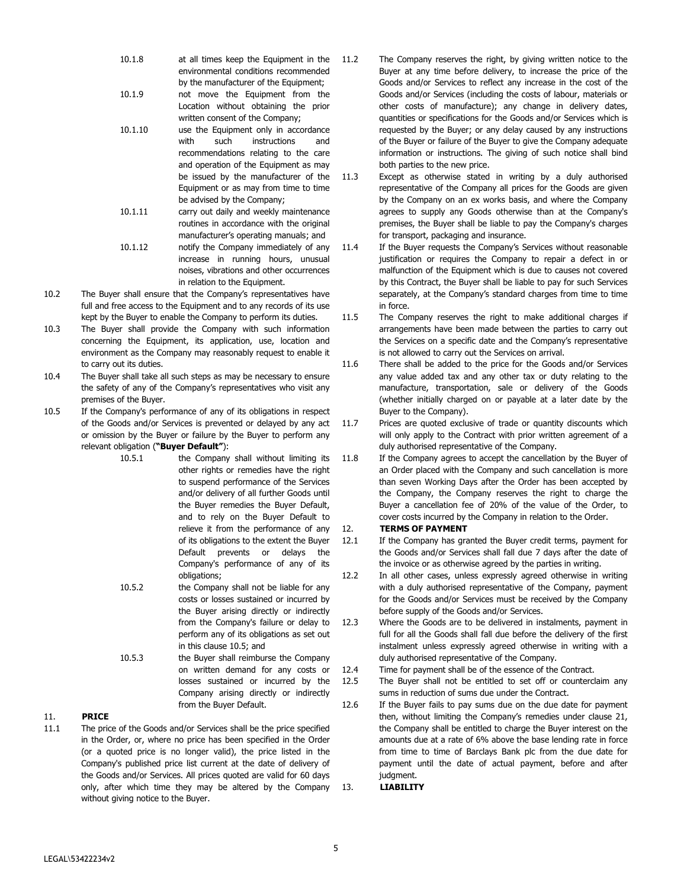10.1.8 at all times keep the Equipment in the environmental conditions recommended by the manufacturer of the Equipment;

10.1.9 not move the Equipment from the Location without obtaining the prior written consent of the Company;

10.1.10 use the Equipment only in accordance with such instructions and recommendations relating to the care and operation of the Equipment as may be issued by the manufacturer of the Equipment or as may from time to time be advised by the Company;

10.1.11 carry out daily and weekly maintenance routines in accordance with the original manufacturer's operating manuals; and

10.1.12 notify the Company immediately of any increase in running hours, unusual noises, vibrations and other occurrences in relation to the Equipment.

10.2 The Buyer shall ensure that the Company's representatives have full and free access to the Equipment and to any records of its use kept by the Buyer to enable the Company to perform its duties.

10.3 The Buyer shall provide the Company with such information concerning the Equipment, its application, use, location and environment as the Company may reasonably request to enable it to carry out its duties.

10.4 The Buyer shall take all such steps as may be necessary to ensure the safety of any of the Company's representatives who visit any premises of the Buyer.

10.5 If the Company's performance of any of its obligations in respect of the Goods and/or Services is prevented or delayed by any act or omission by the Buyer or failure by the Buyer to perform any relevant obligation (**"Buyer Default"**):

10.5.1 the Company shall without limiting its other rights or remedies have the right to suspend performance of the Services and/or delivery of all further Goods until the Buyer remedies the Buyer Default, and to rely on the Buyer Default to relieve it from the performance of any of its obligations to the extent the Buyer Default prevents or delays the Company's performance of any of its obligations;

10.5.2 the Company shall not be liable for any costs or losses sustained or incurred by the Buyer arising directly or indirectly from the Company's failure or delay to perform any of its obligations as set out in this clause 10.5; and

10.5.3 the Buyer shall reimburse the Company on written demand for any costs or losses sustained or incurred by the Company arising directly or indirectly from the Buyer Default.

## 11. PRICE

11.1 The price of the Goods and/or Services shall be the price specified in the Order, or, where no price has been specified in the Order (or a quoted price is no longer valid), the price listed in the Company's published price list current at the date of delivery of the Goods and/or Services. All prices quoted are valid for 60 days only, after which time they may be altered by the Company without giving notice to the Buyer.

11.2 The Company reserves the right, by giving written notice to the Buyer at any time before delivery, to increase the price of the Goods and/or Services to reflect any increase in the cost of the Goods and/or Services (including the costs of labour, materials or other costs of manufacture); any change in delivery dates, quantities or specifications for the Goods and/or Services which is requested by the Buyer; or any delay caused by any instructions of the Buyer or failure of the Buyer to give the Company adequate information or instructions. The giving of such notice shall bind both parties to the new price.

11.3 Except as otherwise stated in writing by a duly authorised representative of the Company all prices for the Goods are given by the Company on an ex works basis, and where the Company agrees to supply any Goods otherwise than at the Company's premises, the Buyer shall be liable to pay the Company's charges for transport, packaging and insurance.

11.4 If the Buyer requests the Company's Services without reasonable justification or requires the Company to repair a defect in or malfunction of the Equipment which is due to causes not covered by this Contract, the Buyer shall be liable to pay for such Services separately, at the Company's standard charges from time to time in force.

11.5 The Company reserves the right to make additional charges if arrangements have been made between the parties to carry out the Services on a specific date and the Company's representative is not allowed to carry out the Services on arrival.

11.6 There shall be added to the price for the Goods and/or Services any value added tax and any other tax or duty relating to the manufacture, transportation, sale or delivery of the Goods (whether initially charged on or payable at a later date by the Buyer to the Company).

11.7 Prices are quoted exclusive of trade or quantity discounts which will only apply to the Contract with prior written agreement of a duly authorised representative of the Company.

11.8 If the Company agrees to accept the cancellation by the Buyer of an Order placed with the Company and such cancellation is more than seven Working Days after the Order has been accepted by the Company, the Company reserves the right to charge the Buyer a cancellation fee of 20% of the value of the Order, to cover costs incurred by the Company in relation to the Order.

## 12. TERMS OF PAYMENT

12.1 If the Company has granted the Buyer credit terms, payment for the Goods and/or Services shall fall due 7 days after the date of the invoice or as otherwise agreed by the parties in writing.

12.2 In all other cases, unless expressly agreed otherwise in writing with a duly authorised representative of the Company, payment for the Goods and/or Services must be received by the Company before supply of the Goods and/or Services.

12.3 Where the Goods are to be delivered in instalments, payment in full for all the Goods shall fall due before the delivery of the first instalment unless expressly agreed otherwise in writing with a duly authorised representative of the Company.

12.4 Time for payment shall be of the essence of the Contract.

12.5 The Buyer shall not be entitled to set off or counterclaim any sums in reduction of sums due under the Contract.

12.6 If the Buyer fails to pay sums due on the due date for payment then, without limiting the Company's remedies under clause 21, the Company shall be entitled to charge the Buyer interest on the amounts due at a rate of 6% above the base lending rate in force from time to time of Barclays Bank plc from the due date for payment until the date of actual payment, before and after judgment.

## 13. LIABILITY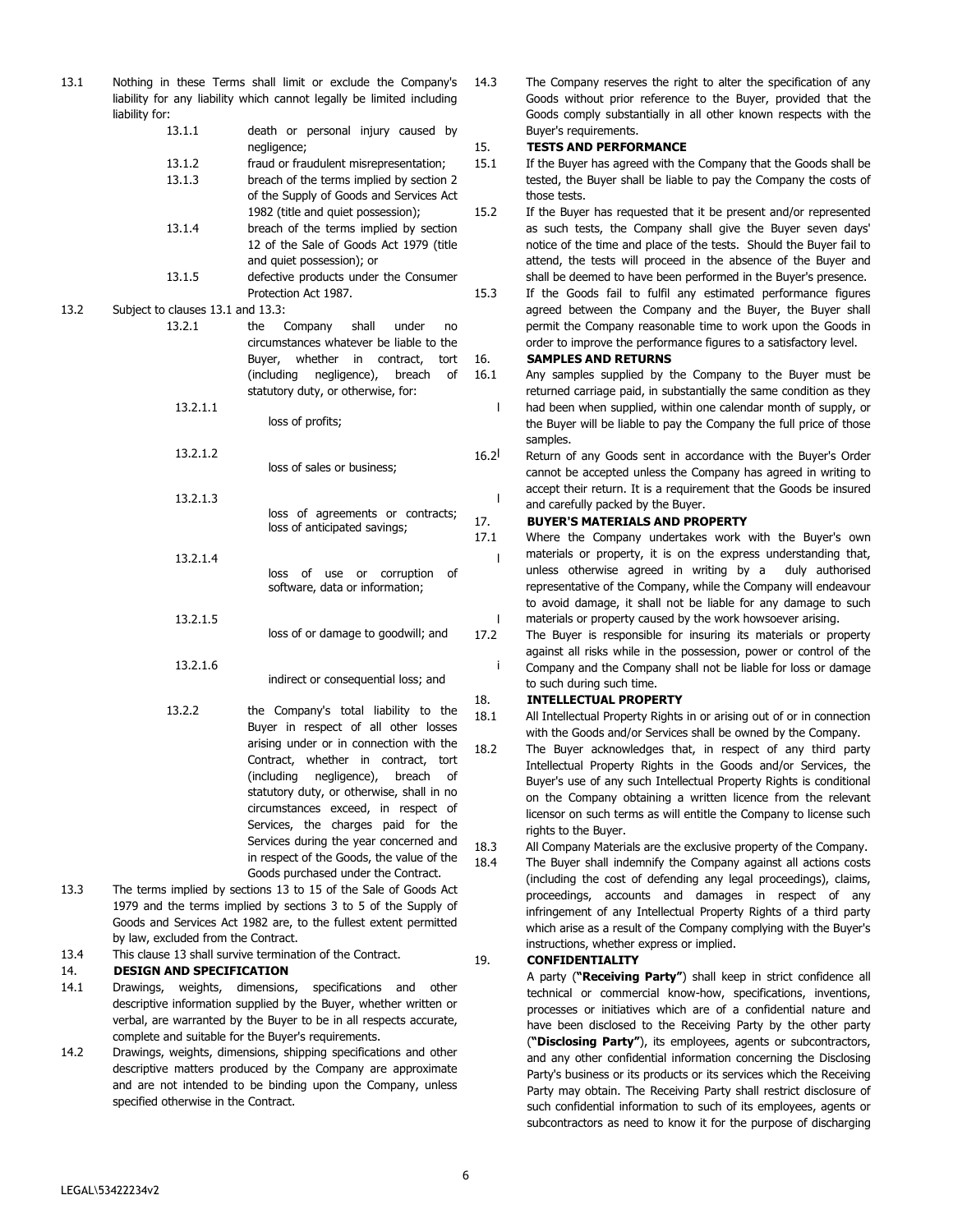13.1 Nothing in these Terms shall limit or exclude the Company's liability for any liability which cannot legally be limited including liability for:

- 13.1.1 death or personal injury caused by negligence;
- 13.1.2 fraud or fraudulent misrepresentation;
- 13.1.3 breach of the terms implied by section 2 of the Supply of Goods and Services Act 1982 (title and quiet possession);
- 13.1.4 breach of the terms implied by section 12 of the Sale of Goods Act 1979 (title and quiet possession); or
- 13.1.5 defective products under the Consumer Protection Act 1987.

13.2 Subject to clauses 13.1 and 13.3:

- 13.2.1 the Company shall under no circumstances whatever be liable to the Buyer, whether in contract, tort (including negligence), breach of statutory duty, or otherwise, for:
  - 13.2.1.1 loss of profits;
  - 13.2.1.2 loss of sales or business;
  - 13.2.1.3 loss of agreements or contracts; loss of anticipated savings;
  - 13.2.1.4 loss of use or corruption of software, data or information;
  - 13.2.1.5 loss of or damage to goodwill; and
  - 13.2.1.6 indirect or consequential loss; and
- 13.2.2 the Company's total liability to the Buyer in respect of all other losses arising under or in connection with the Contract, whether in contract, tort (including negligence), breach of statutory duty, or otherwise, shall in no circumstances exceed, in respect of Services, the charges paid for the Services during the year concerned and in respect of the Goods, the value of the Goods purchased under the Contract.

13.3 The terms implied by sections 13 to 15 of the Sale of Goods Act 1979 and the terms implied by sections 3 to 5 of the Supply of Goods and Services Act 1982 are, to the fullest extent permitted by law, excluded from the Contract.

13.4 This clause 13 shall survive termination of the Contract.

## 14. DESIGN AND SPECIFICATION

14.1 Drawings, weights, dimensions, specifications and other descriptive information supplied by the Buyer, whether written or verbal, are warranted by the Buyer to be in all respects accurate, complete and suitable for the Buyer's requirements.

14.2 Drawings, weights, dimensions, shipping specifications and other descriptive matters produced by the Company are approximate and are not intended to be binding upon the Company, unless specified otherwise in the Contract.

14.3 The Company reserves the right to alter the specification of any Goods without prior reference to the Buyer, provided that the Goods comply substantially in all other known respects with the Buyer's requirements.

## 15. TESTS AND PERFORMANCE

15.1 If the Buyer has agreed with the Company that the Goods shall be tested, the Buyer shall be liable to pay the Company the costs of those tests.

15.2 If the Buyer has requested that it be present and/or represented as such tests, the Company shall give the Buyer seven days' notice of the time and place of the tests. Should the Buyer fail to attend, the tests will proceed in the absence of the Buyer and shall be deemed to have been performed in the Buyer's presence.

15.3 If the Goods fail to fulfil any estimated performance figures agreed between the Company and the Buyer, the Buyer shall permit the Company reasonable time to work upon the Goods in order to improve the performance figures to a satisfactory level.

## 16. SAMPLES AND RETURNS

16.1 Any samples supplied by the Company to the Buyer must be returned carriage paid, in substantially the same condition as they had been when supplied, within one calendar month of supply, or the Buyer will be liable to pay the Company the full price of those samples.

16.2 Return of any Goods sent in accordance with the Buyer's Order cannot be accepted unless the Company has agreed in writing to accept their return. It is a requirement that the Goods be insured and carefully packed by the Buyer.

## 17. BUYER'S MATERIALS AND PROPERTY

17.1 Where the Company undertakes work with the Buyer's own materials or property, it is on the express understanding that, unless otherwise agreed in writing by a duly authorised representative of the Company, while the Company will endeavour to avoid damage, it shall not be liable for any damage to such materials or property caused by the work howsoever arising.

17.2 The Buyer is responsible for insuring its materials or property against all risks while in the possession, power or control of the Company and the Company shall not be liable for loss or damage to such during such time.

## 18. INTELLECTUAL PROPERTY

18.1 All Intellectual Property Rights in or arising out of or in connection with the Goods and/or Services shall be owned by the Company.

18.2 The Buyer acknowledges that, in respect of any third party Intellectual Property Rights in the Goods and/or Services, the Buyer's use of any such Intellectual Property Rights is conditional on the Company obtaining a written licence from the relevant licensor on such terms as will entitle the Company to license such rights to the Buyer.

18.3 All Company Materials are the exclusive property of the Company.

18.4 The Buyer shall indemnify the Company against all actions costs (including the cost of defending any legal proceedings), claims, proceedings, accounts and damages in respect of any infringement of any Intellectual Property Rights of a third party which arise as a result of the Company complying with the Buyer's instructions, whether express or implied.

## 19. CONFIDENTIALITY

A party (**"Receiving Party"**) shall keep in strict confidence all technical or commercial know-how, specifications, inventions, processes or initiatives which are of a confidential nature and have been disclosed to the Receiving Party by the other party (**"Disclosing Party"**), its employees, agents or subcontractors, and any other confidential information concerning the Disclosing Party's business or its products or its services which the Receiving Party may obtain. The Receiving Party shall restrict disclosure of such confidential information to such of its employees, agents or subcontractors as need to know it for the purpose of discharging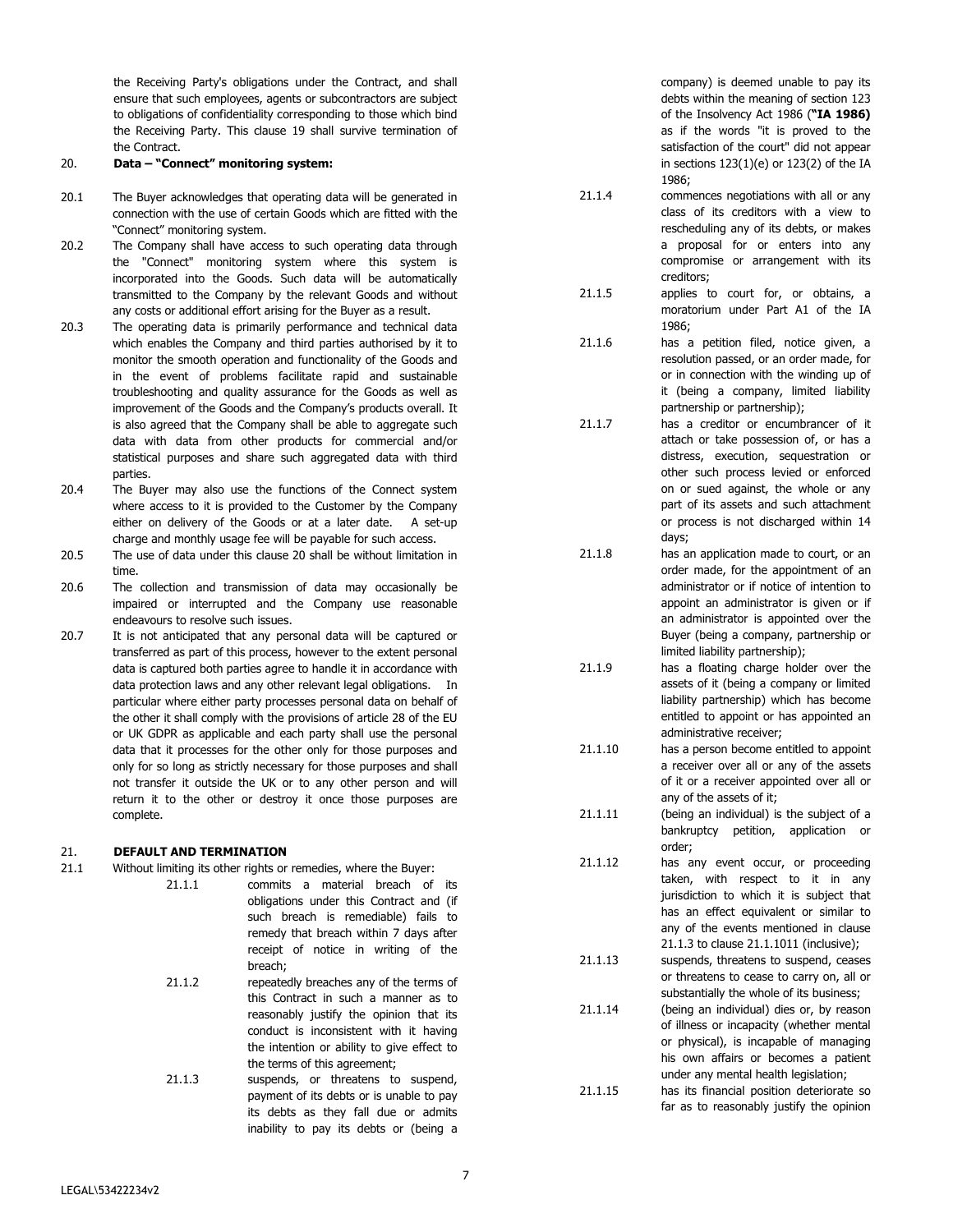the Receiving Party's obligations under the Contract, and shall ensure that such employees, agents or subcontractors are subject to obligations of confidentiality corresponding to those which bind the Receiving Party. This clause 19 shall survive termination of the Contract.

20. **Data – "Connect" monitoring system:**

20.1 The Buyer acknowledges that operating data will be generated in connection with the use of certain Goods which are fitted with the "Connect" monitoring system.

20.2 The Company shall have access to such operating data through the "Connect" monitoring system where this system is incorporated into the Goods. Such data will be automatically transmitted to the Company by the relevant Goods and without any costs or additional effort arising for the Buyer as a result.

20.3 The operating data is primarily performance and technical data which enables the Company and third parties authorised by it to monitor the smooth operation and functionality of the Goods and in the event of problems facilitate rapid and sustainable troubleshooting and quality assurance for the Goods as well as improvement of the Goods and the Company's products overall. It is also agreed that the Company shall be able to aggregate such data with data from other products for commercial and/or statistical purposes and share such aggregated data with third parties.

20.4 The Buyer may also use the functions of the Connect system where access to it is provided to the Customer by the Company either on delivery of the Goods or at a later date. A set-up charge and monthly usage fee will be payable for such access.

20.5 The use of data under this clause 20 shall be without limitation in time.

20.6 The collection and transmission of data may occasionally be impaired or interrupted and the Company use reasonable endeavours to resolve such issues.

20.7 It is not anticipated that any personal data will be captured or transferred as part of this process, however to the extent personal data is captured both parties agree to handle it in accordance with data protection laws and any other relevant legal obligations. In particular where either party processes personal data on behalf of the other it shall comply with the provisions of article 28 of the EU or UK GDPR as applicable and each party shall use the personal data that it processes for the other only for those purposes and only for so long as strictly necessary for those purposes and shall not transfer it outside the UK or to any other person and will return it to the other or destroy it once those purposes are complete.

21. **DEFAULT AND TERMINATION**

21.1 Without limiting its other rights or remedies, where the Buyer:

21.1.1 commits a material breach of its obligations under this Contract and (if such breach is remediable) fails to remedy that breach within 7 days after receipt of notice in writing of the breach;

21.1.2 repeatedly breaches any of the terms of this Contract in such a manner as to reasonably justify the opinion that its conduct is inconsistent with it having the intention or ability to give effect to the terms of this agreement;

21.1.3 suspends, or threatens to suspend, payment of its debts or is unable to pay its debts as they fall due or admits inability to pay its debts or (being a company) is deemed unable to pay its debts within the meaning of section 123 of the Insolvency Act 1986 (**"IA 1986)** as if the words "it is proved to the satisfaction of the court" did not appear in sections 123(1)(e) or 123(2) of the IA 1986;

21.1.4 commences negotiations with all or any class of its creditors with a view to rescheduling any of its debts, or makes a proposal for or enters into any compromise or arrangement with its creditors;

21.1.5 applies to court for, or obtains, a moratorium under Part A1 of the IA 1986;

21.1.6 has a petition filed, notice given, a resolution passed, or an order made, for or in connection with the winding up of it (being a company, limited liability partnership or partnership);

21.1.7 has a creditor or encumbrancer of it attach or take possession of, or has a distress, execution, sequestration or other such process levied or enforced on or sued against, the whole or any part of its assets and such attachment or process is not discharged within 14 days;

21.1.8 has an application made to court, or an order made, for the appointment of an administrator or if notice of intention to appoint an administrator is given or if an administrator is appointed over the Buyer (being a company, partnership or limited liability partnership);

21.1.9 has a floating charge holder over the assets of it (being a company or limited liability partnership) which has become entitled to appoint or has appointed an administrative receiver;

21.1.10 has a person become entitled to appoint a receiver over all or any of the assets of it or a receiver appointed over all or any of the assets of it;

21.1.11 (being an individual) is the subject of a bankruptcy petition, application or order;

21.1.12 has any event occur, or proceeding taken, with respect to it in any jurisdiction to which it is subject that has an effect equivalent or similar to any of the events mentioned in clause 21.1.3 to clause 21.1.1011 (inclusive);

21.1.13 suspends, threatens to suspend, ceases or threatens to cease to carry on, all or substantially the whole of its business;

21.1.14 (being an individual) dies or, by reason of illness or incapacity (whether mental or physical), is incapable of managing his own affairs or becomes a patient under any mental health legislation;

21.1.15 has its financial position deteriorate so far as to reasonably justify the opinion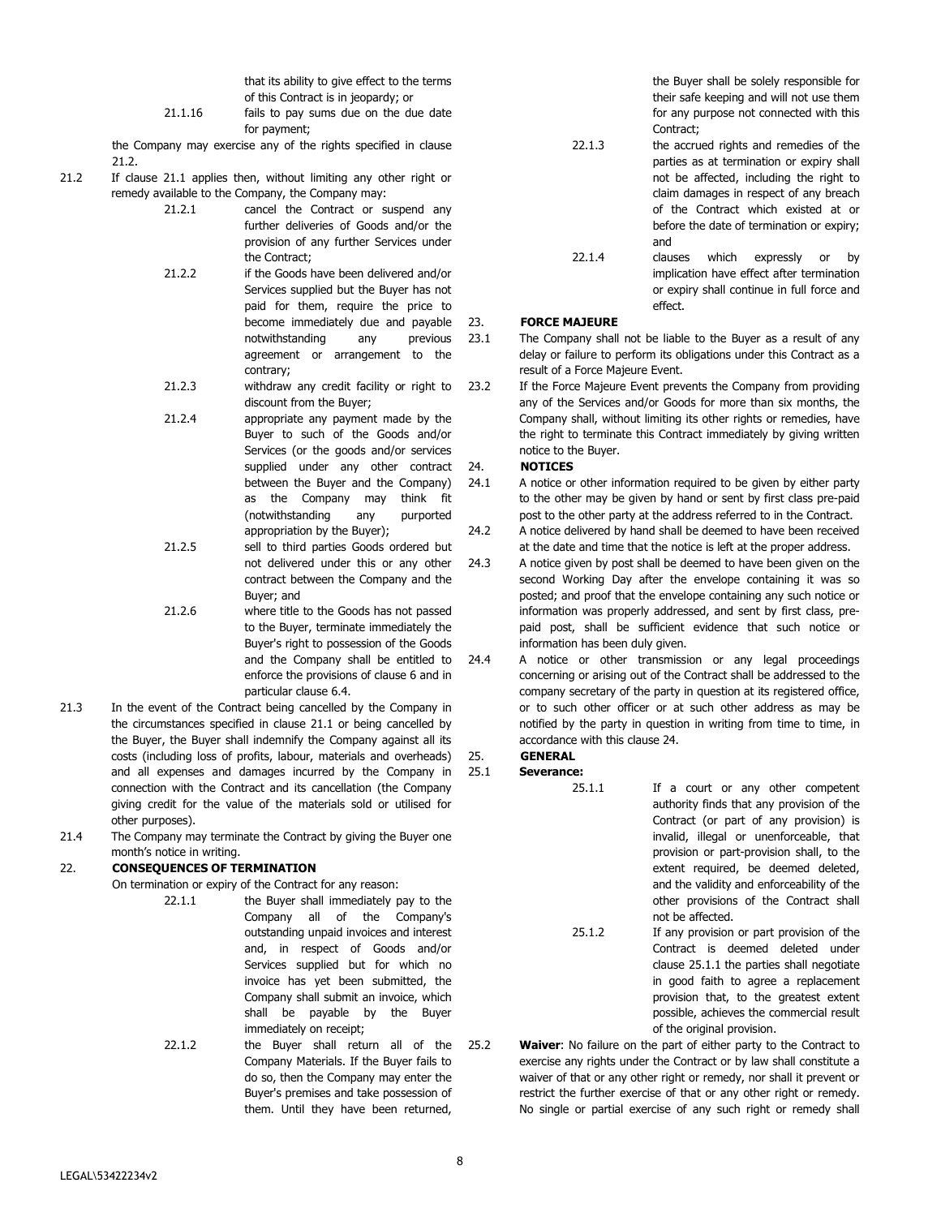that its ability to give effect to the terms of this Contract is in jeopardy; or

21.1.16 fails to pay sums due on the due date for payment;

the Company may exercise any of the rights specified in clause 21.2.

21.2 If clause 21.1 applies then, without limiting any other right or remedy available to the Company, the Company may:

21.2.1 cancel the Contract or suspend any further deliveries of Goods and/or the provision of any further Services under the Contract;

21.2.2 if the Goods have been delivered and/or Services supplied but the Buyer has not paid for them, require the price to become immediately due and payable notwithstanding any previous agreement or arrangement to the contrary;

21.2.3 withdraw any credit facility or right to discount from the Buyer;

21.2.4 appropriate any payment made by the Buyer to such of the Goods and/or Services (or the goods and/or services supplied under any other contract between the Buyer and the Company) as the Company may think fit (notwithstanding any purported appropriation by the Buyer);

21.2.5 sell to third parties Goods ordered but not delivered under this or any other contract between the Company and the Buyer; and

21.2.6 where title to the Goods has not passed to the Buyer, terminate immediately the Buyer's right to possession of the Goods and the Company shall be entitled to enforce the provisions of clause 6 and in particular clause 6.4.

21.3 In the event of the Contract being cancelled by the Company in the circumstances specified in clause 21.1 or being cancelled by the Buyer, the Buyer shall indemnify the Company against all its costs (including loss of profits, labour, materials and overheads) and all expenses and damages incurred by the Company in connection with the Contract and its cancellation (the Company giving credit for the value of the materials sold or utilised for other purposes).

21.4 The Company may terminate the Contract by giving the Buyer one month's notice in writing.

## 22. CONSEQUENCES OF TERMINATION

On termination or expiry of the Contract for any reason:

22.1.1 the Buyer shall immediately pay to the Company all of the Company's outstanding unpaid invoices and interest and, in respect of Goods and/or Services supplied but for which no invoice has yet been submitted, the Company shall submit an invoice, which shall be payable by the Buyer immediately on receipt;

22.1.2 the Buyer shall return all of the Company Materials. If the Buyer fails to do so, then the Company may enter the Buyer's premises and take possession of them. Until they have been returned, the Buyer shall be solely responsible for their safe keeping and will not use them for any purpose not connected with this Contract;

22.1.3 the accrued rights and remedies of the parties as at termination or expiry shall not be affected, including the right to claim damages in respect of any breach of the Contract which existed at or before the date of termination or expiry; and

22.1.4 clauses which expressly or by implication have effect after termination or expiry shall continue in full force and effect.

## 23. FORCE MAJEURE

23.1 The Company shall not be liable to the Buyer as a result of any delay or failure to perform its obligations under this Contract as a result of a Force Majeure Event.

23.2 If the Force Majeure Event prevents the Company from providing any of the Services and/or Goods for more than six months, the Company shall, without limiting its other rights or remedies, have the right to terminate this Contract immediately by giving written notice to the Buyer.

## 24. NOTICES

24.1 A notice or other information required to be given by either party to the other may be given by hand or sent by first class pre-paid post to the other party at the address referred to in the Contract.

24.2 A notice delivered by hand shall be deemed to have been received at the date and time that the notice is left at the proper address.

24.3 A notice given by post shall be deemed to have been given on the second Working Day after the envelope containing it was so posted; and proof that the envelope containing any such notice or information was properly addressed, and sent by first class, pre-paid post, shall be sufficient evidence that such notice or information has been duly given.

24.4 A notice or other transmission or any legal proceedings concerning or arising out of the Contract shall be addressed to the company secretary of the party in question at its registered office, or to such other officer or at such other address as may be notified by the party in question in writing from time to time, in accordance with this clause 24.

## 25. GENERAL

25.1 **Severance:**

25.1.1 If a court or any other competent authority finds that any provision of the Contract (or part of any provision) is invalid, illegal or unenforceable, that provision or part-provision shall, to the extent required, be deemed deleted, and the validity and enforceability of the other provisions of the Contract shall not be affected.

25.1.2 If any provision or part provision of the Contract is deemed deleted under clause 25.1.1 the parties shall negotiate in good faith to agree a replacement provision that, to the greatest extent possible, achieves the commercial result of the original provision.

25.2 **Waiver**: No failure on the part of either party to the Contract to exercise any rights under the Contract or by law shall constitute a waiver of that or any other right or remedy, nor shall it prevent or restrict the further exercise of that or any other right or remedy. No single or partial exercise of any such right or remedy shall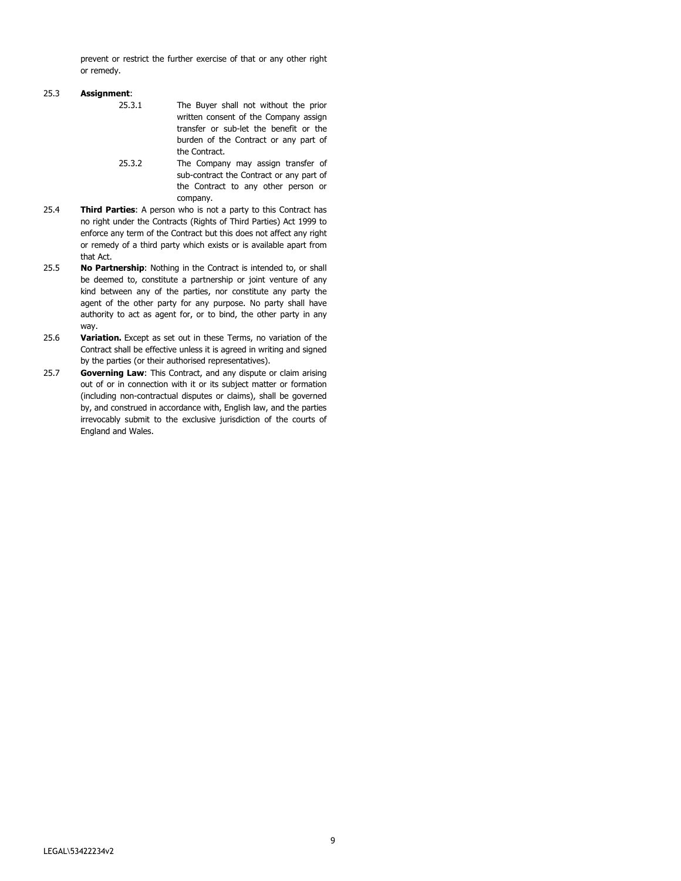prevent or restrict the further exercise of that or any other right or remedy.

25.3 **Assignment**:

25.3.1 The Buyer shall not without the prior written consent of the Company assign transfer or sub-let the benefit or the burden of the Contract or any part of the Contract.

25.3.2 The Company may assign transfer of sub-contract the Contract or any part of the Contract to any other person or company.

25.4 **Third Parties**: A person who is not a party to this Contract has no right under the Contracts (Rights of Third Parties) Act 1999 to enforce any term of the Contract but this does not affect any right or remedy of a third party which exists or is available apart from that Act.

25.5 **No Partnership**: Nothing in the Contract is intended to, or shall be deemed to, constitute a partnership or joint venture of any kind between any of the parties, nor constitute any party the agent of the other party for any purpose. No party shall have authority to act as agent for, or to bind, the other party in any way.

25.6 **Variation.** Except as set out in these Terms, no variation of the Contract shall be effective unless it is agreed in writing and signed by the parties (or their authorised representatives).

25.7 **Governing Law**: This Contract, and any dispute or claim arising out of or in connection with it or its subject matter or formation (including non-contractual disputes or claims), shall be governed by, and construed in accordance with, English law, and the parties irrevocably submit to the exclusive jurisdiction of the courts of England and Wales.